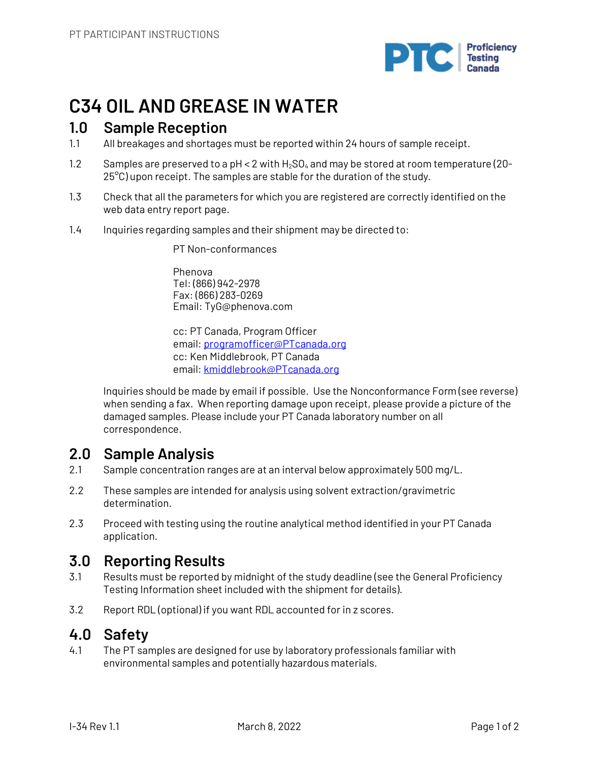# C34 OIL AND GREASE IN WATER

## 1.0 Sample Reception

1.1 All breakages and shortages must be reported within 24 hours of sample receipt.

1.2 Samples are preserved to a pH < 2 with $H_2SO_4$ and may be stored at room temperature (20-25°C) upon receipt. The samples are stable for the duration of the study.

1.3 Check that all the parameters for which you are registered are correctly identified on the web data entry report page.

1.4 Inquiries regarding samples and their shipment may be directed to:

PT Non-conformances

Phenova
Tel: (866) 942-2978
Fax: (866) 283-0269
Email: TyG@phenova.com

cc: PT Canada, Program Officer
email: programofficer@PTcanada.org
cc: Ken Middlebrook, PT Canada
email: kmiddlebrook@PTcanada.org

Inquiries should be made by email if possible. Use the Nonconformance Form (see reverse) when sending a fax. When reporting damage upon receipt, please provide a picture of the damaged samples. Please include your PT Canada laboratory number on all correspondence.

## 2.0 Sample Analysis

2.1 Sample concentration ranges are at an interval below approximately 500 mg/L.

2.2 These samples are intended for analysis using solvent extraction/gravimetric determination.

2.3 Proceed with testing using the routine analytical method identified in your PT Canada application.

## 3.0 Reporting Results

3.1 Results must be reported by midnight of the study deadline (see the General Proficiency Testing Information sheet included with the shipment for details).

3.2 Report RDL (optional) if you want RDL accounted for in z scores.

## 4.0 Safety

4.1 The PT samples are designed for use by laboratory professionals familiar with environmental samples and potentially hazardous materials.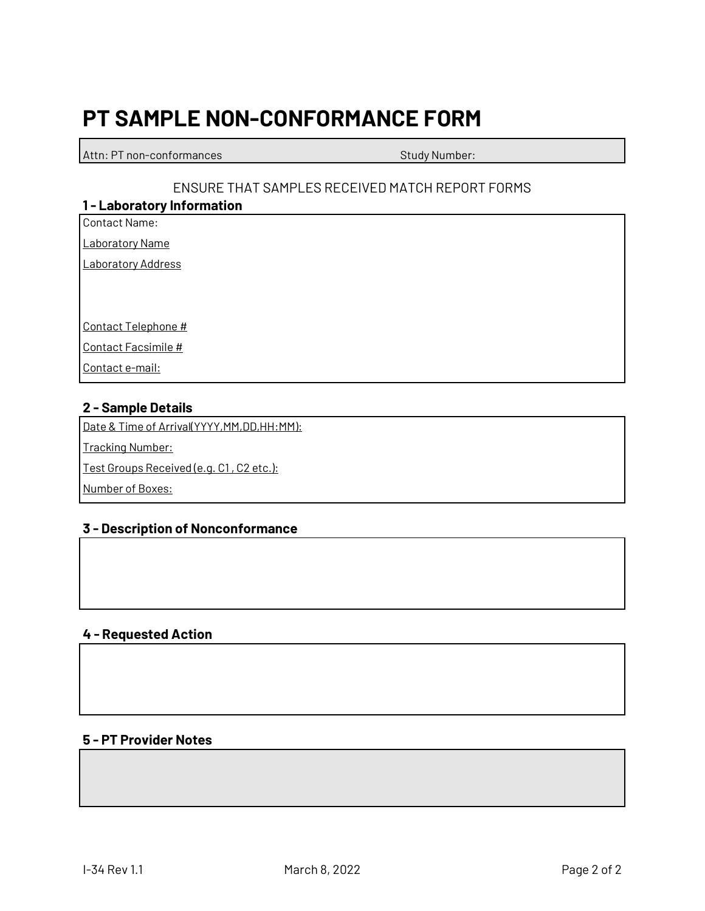# PT SAMPLE NON-CONFORMANCE FORM

Attn: PT non-conformances Study Number:

ENSURE THAT SAMPLES RECEIVED MATCH REPORT FORMS

### 1 - Laboratory Information

Contact Name:

Laboratory Name

Laboratory Address

Contact Telephone #

Contact Facsimile #

Contact e-mail:

### 2 - Sample Details

Date & Time of Arrival(YYYY,MM,DD,HH:MM):

Tracking Number:

Test Groups Received (e.g. C1 , C2 etc.):

Number of Boxes:

### 3 - Description of Nonconformance

### 4 - Requested Action

### 5 - PT Provider Notes

I-34 Rev 1.1 March 8, 2022